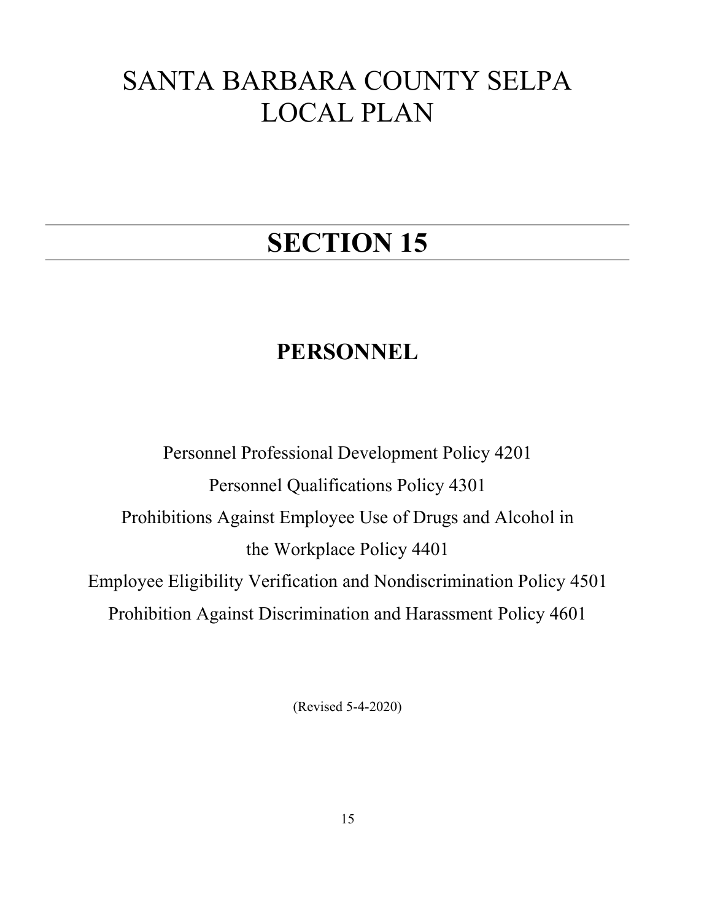# SANTA BARBARA COUNTY SELPA LOCAL PLAN

---

# SECTION 15

---

## PERSONNEL

Personnel Professional Development Policy 4201

Personnel Qualifications Policy 4301

Prohibitions Against Employee Use of Drugs and Alcohol in the Workplace Policy 4401

Employee Eligibility Verification and Nondiscrimination Policy 4501

Prohibition Against Discrimination and Harassment Policy 4601

(Revised 5-4-2020)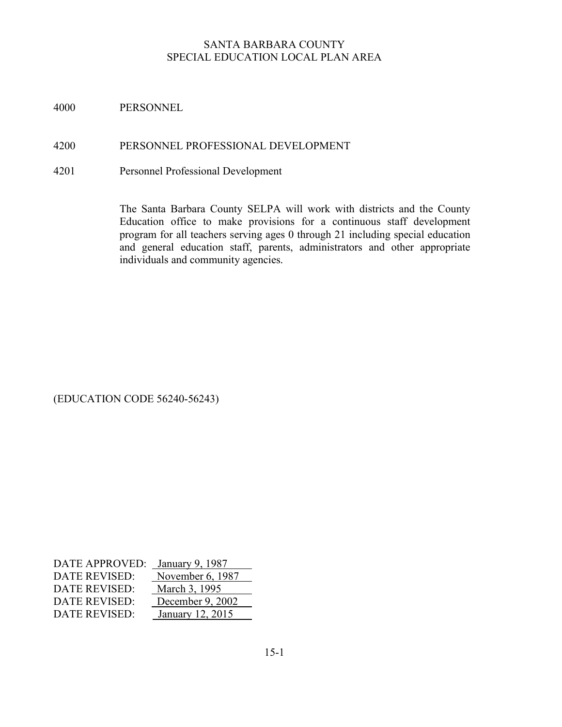SANTA BARBARA COUNTY
SPECIAL EDUCATION LOCAL PLAN AREA

# 4000 PERSONNEL

## 4200 PERSONNEL PROFESSIONAL DEVELOPMENT

### 4201 Personnel Professional Development

The Santa Barbara County SELPA will work with districts and the County Education office to make provisions for a continuous staff development program for all teachers serving ages 0 through 21 including special education and general education staff, parents, administrators and other appropriate individuals and community agencies.

(EDUCATION CODE 56240-56243)

DATE APPROVED: January 9, 1987
DATE REVISED: November 6, 1987
DATE REVISED: March 3, 1995
DATE REVISED: December 9, 2002
DATE REVISED: January 12, 2015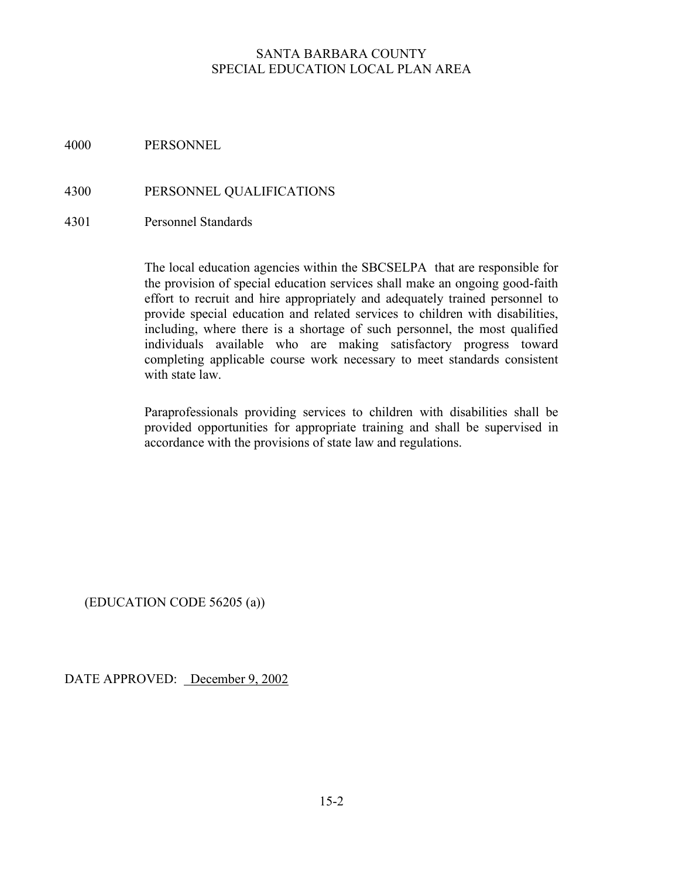SANTA BARBARA COUNTY
SPECIAL EDUCATION LOCAL PLAN AREA

# 4000 PERSONNEL

## 4300 PERSONNEL QUALIFICATIONS

### 4301 Personnel Standards

The local education agencies within the SBCSELPA that are responsible for the provision of special education services shall make an ongoing good-faith effort to recruit and hire appropriately and adequately trained personnel to provide special education and related services to children with disabilities, including, where there is a shortage of such personnel, the most qualified individuals available who are making satisfactory progress toward completing applicable course work necessary to meet standards consistent with state law.

Paraprofessionals providing services to children with disabilities shall be provided opportunities for appropriate training and shall be supervised in accordance with the provisions of state law and regulations.

(EDUCATION CODE 56205 (a))

DATE APPROVED: December 9, 2002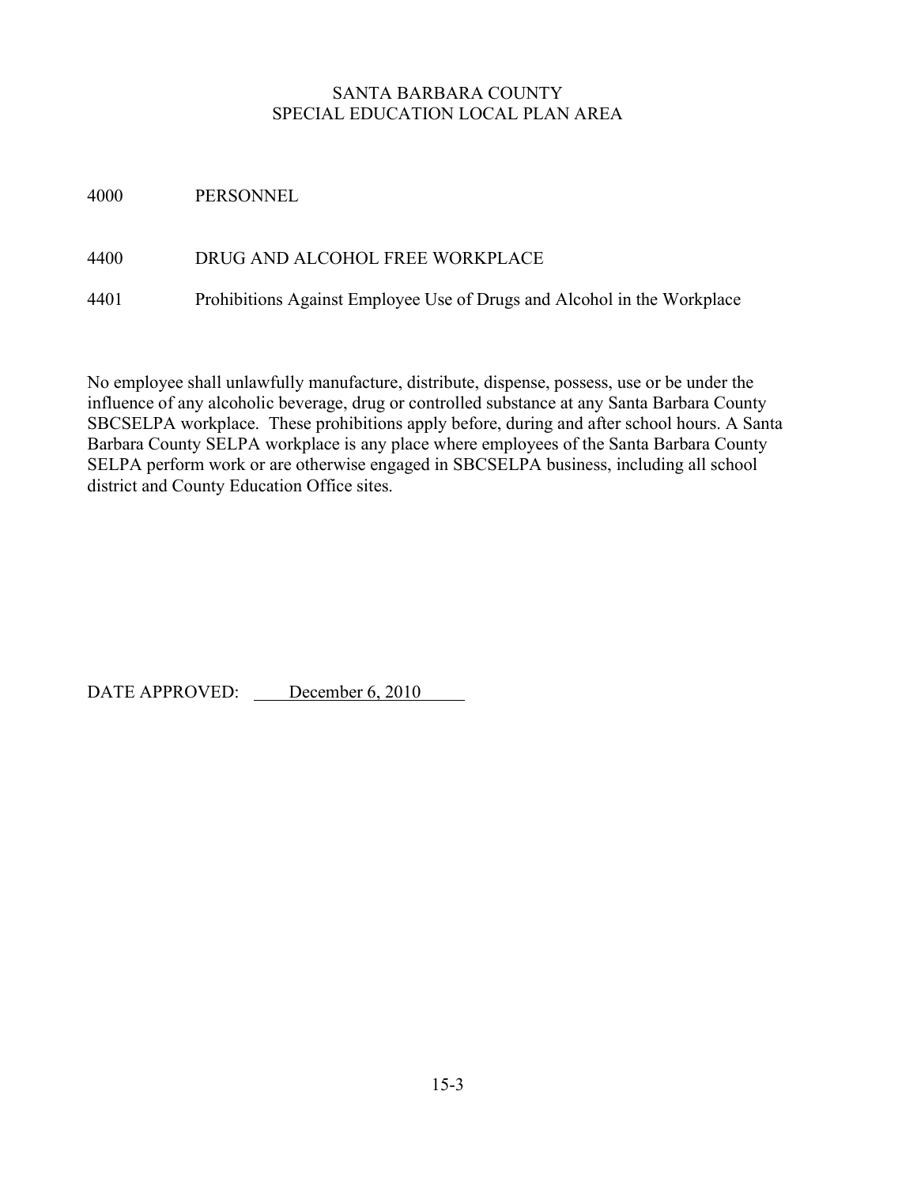SANTA BARBARA COUNTY
SPECIAL EDUCATION LOCAL PLAN AREA

4000 PERSONNEL

4400 DRUG AND ALCOHOL FREE WORKPLACE

4401 Prohibitions Against Employee Use of Drugs and Alcohol in the Workplace

No employee shall unlawfully manufacture, distribute, dispense, possess, use or be under the influence of any alcoholic beverage, drug or controlled substance at any Santa Barbara County SBCSELPA workplace. These prohibitions apply before, during and after school hours. A Santa Barbara County SELPA workplace is any place where employees of the Santa Barbara County SELPA perform work or are otherwise engaged in SBCSELPA business, including all school district and County Education Office sites.

DATE APPROVED: December 6, 2010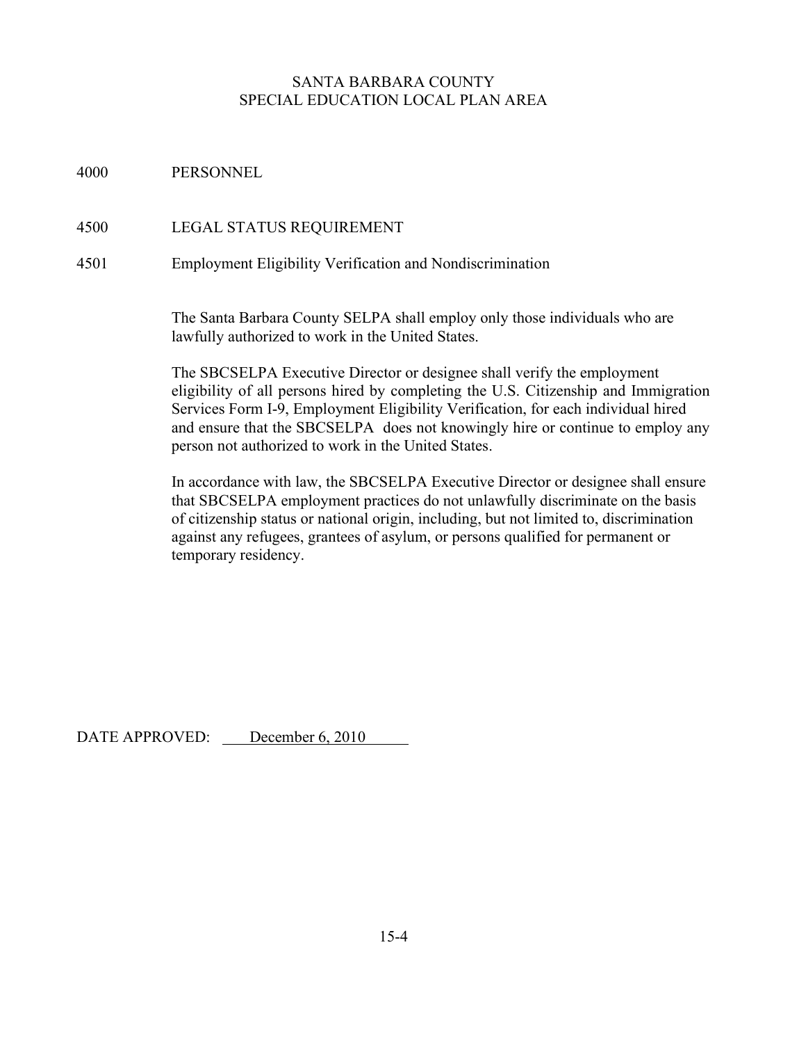SANTA BARBARA COUNTY
SPECIAL EDUCATION LOCAL PLAN AREA

## 4000 PERSONNEL

## 4500 LEGAL STATUS REQUIREMENT

### 4501 Employment Eligibility Verification and Nondiscrimination

The Santa Barbara County SELPA shall employ only those individuals who are lawfully authorized to work in the United States.

The SBCSELPA Executive Director or designee shall verify the employment eligibility of all persons hired by completing the U.S. Citizenship and Immigration Services Form I-9, Employment Eligibility Verification, for each individual hired and ensure that the SBCSELPA does not knowingly hire or continue to employ any person not authorized to work in the United States.

In accordance with law, the SBCSELPA Executive Director or designee shall ensure that SBCSELPA employment practices do not unlawfully discriminate on the basis of citizenship status or national origin, including, but not limited to, discrimination against any refugees, grantees of asylum, or persons qualified for permanent or temporary residency.

DATE APPROVED: December 6, 2010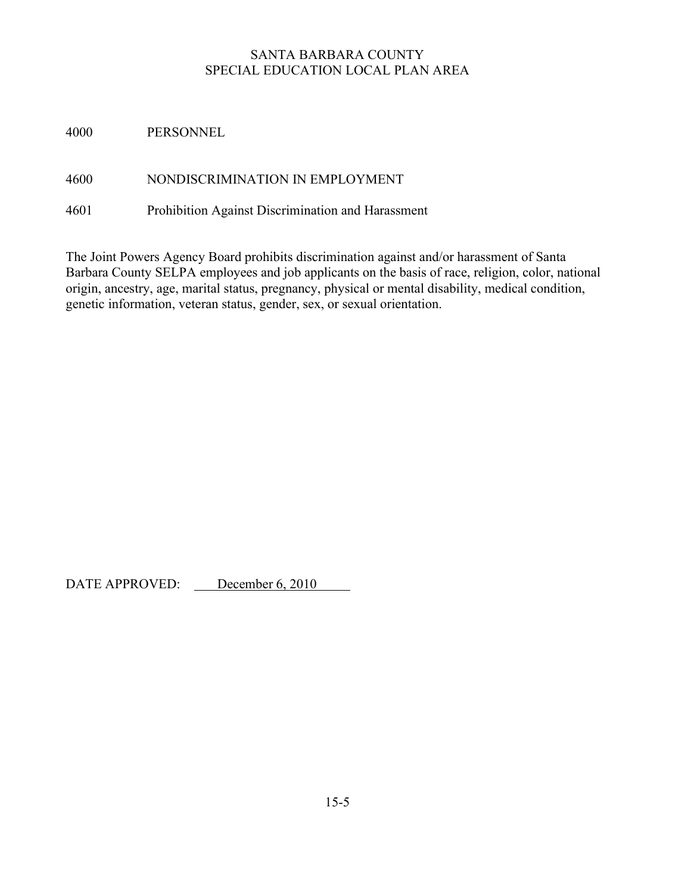SANTA BARBARA COUNTY
SPECIAL EDUCATION LOCAL PLAN AREA

# 4000 PERSONNEL

## 4600 NONDISCRIMINATION IN EMPLOYMENT

### 4601 Prohibition Against Discrimination and Harassment

The Joint Powers Agency Board prohibits discrimination against and/or harassment of Santa Barbara County SELPA employees and job applicants on the basis of race, religion, color, national origin, ancestry, age, marital status, pregnancy, physical or mental disability, medical condition, genetic information, veteran status, gender, sex, or sexual orientation.

DATE APPROVED: December 6, 2010